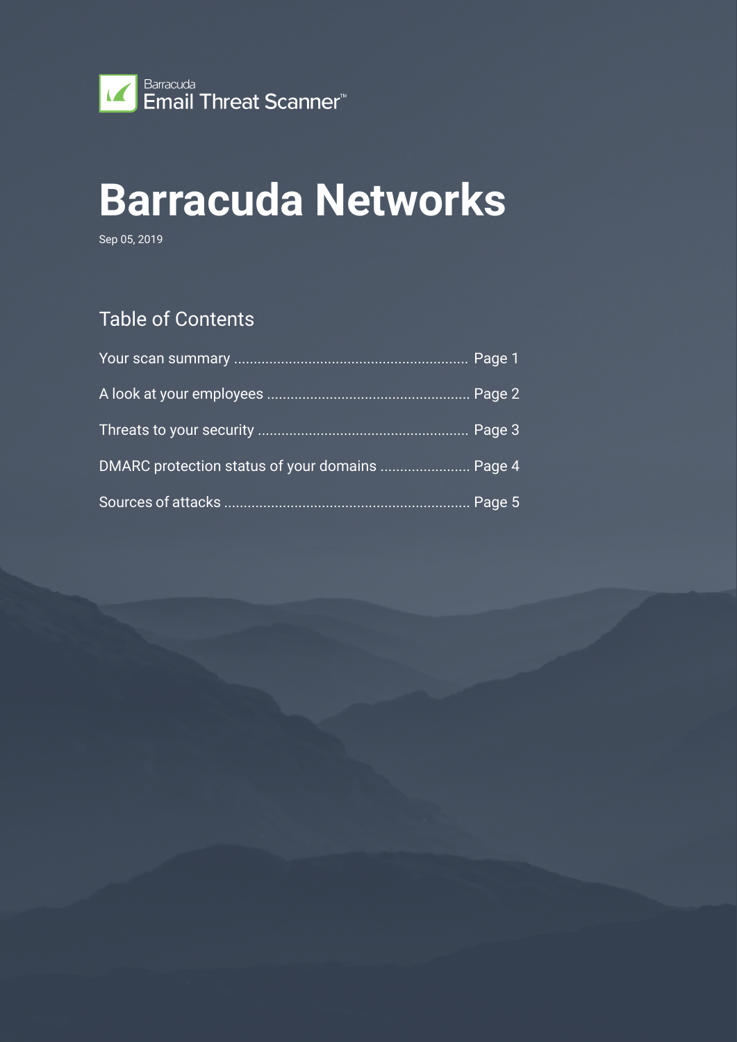Barracuda
Email Threat Scanner™

# Barracuda Networks

Sep 05, 2019

## Table of Contents

Your scan summary .......................................................... Page 1

A look at your employees .................................................. Page 2

Threats to your security .................................................... Page 3

DMARC protection status of your domains ...................... Page 4

Sources of attacks ............................................................ Page 5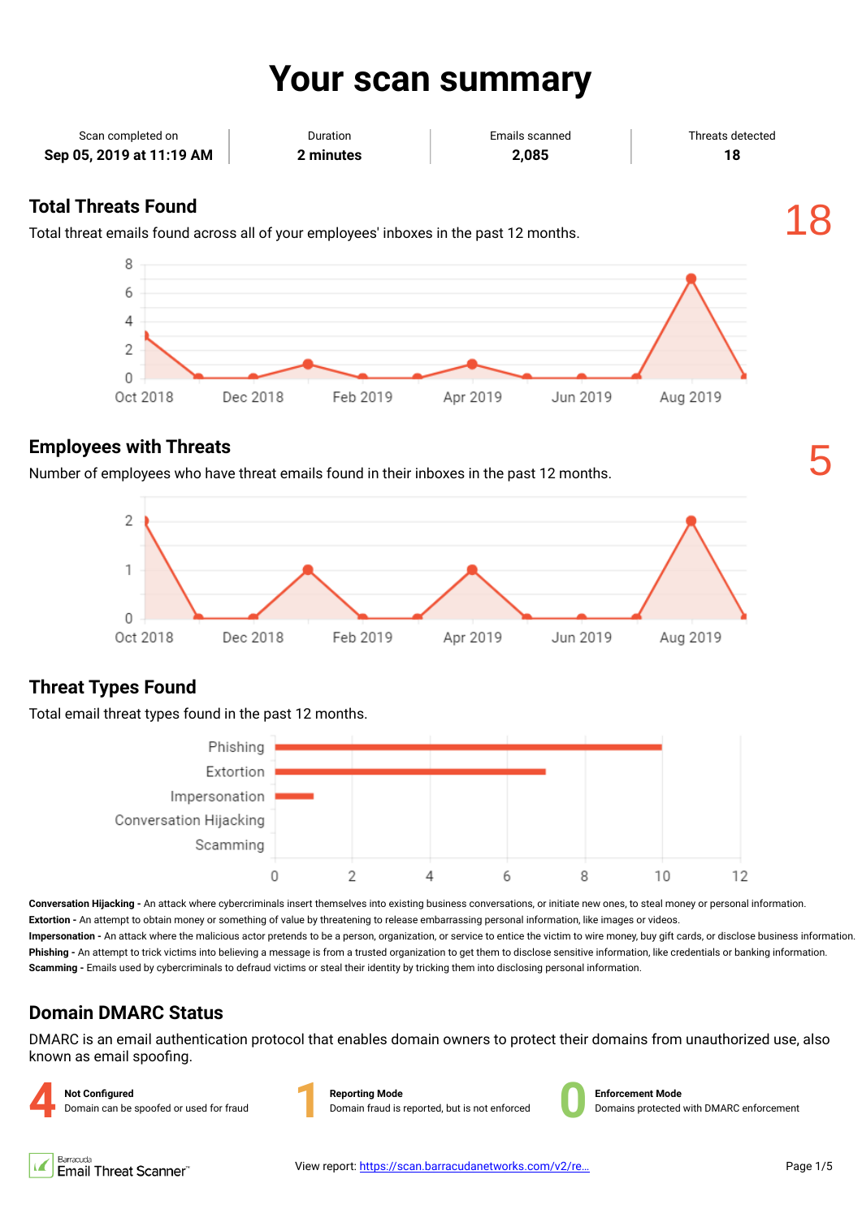# Your scan summary

| Scan completed on | Duration | Emails scanned | Threats detected |
|---|---|---|---|
| **Sep 05, 2019 at 11:19 AM** | **2 minutes** | **2,085** | **18** |

## Total Threats Found

18

Total threat emails found across all of your employees' inboxes in the past 12 months.

## Employees with Threats

5

Number of employees who have threat emails found in their inboxes in the past 12 months.

## Threat Types Found

Total email threat types found in the past 12 months.

**Conversation Hijacking -** An attack where cybercriminals insert themselves into existing business conversations, or initiate new ones, to steal money or personal information.
**Extortion -** An attempt to obtain money or something of value by threatening to release embarrassing personal information, like images or videos.
**Impersonation -** An attack where the malicious actor pretends to be a person, organization, or service to entice the victim to wire money, buy gift cards, or disclose business information.
**Phishing -** An attempt to trick victims into believing a message is from a trusted organization to get them to disclose sensitive information, like credentials or banking information.
**Scamming -** Emails used by cybercriminals to defraud victims or steal their identity by tricking them into disclosing personal information.

## Domain DMARC Status

DMARC is an email authentication protocol that enables domain owners to protect their domains from unauthorized use, also known as email spoofing.

| Count | Status | Description |
|---|---|---|
| 4 | **Not Configured** | Domain can be spoofed or used for fraud |
| 1 | **Reporting Mode** | Domain fraud is reported, but is not enforced |
| 0 | **Enforcement Mode** | Domains protected with DMARC enforcement |

Barracuda Email Threat Scanner

View report: https://scan.barracudanetworks.com/v2/re...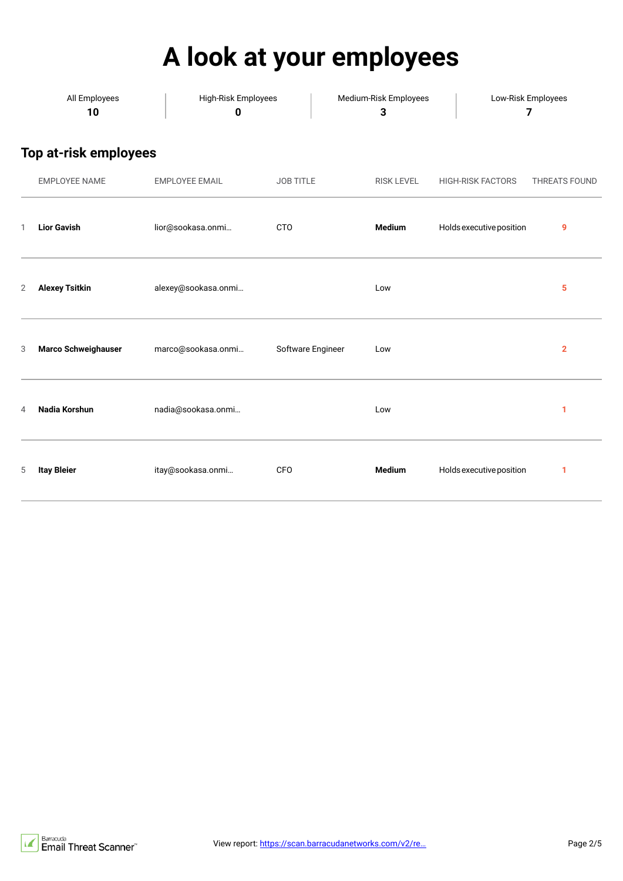# A look at your employees

| All Employees | High-Risk Employees | Medium-Risk Employees | Low-Risk Employees |
|---|---|---|---|
| 10 | 0 | 3 | 7 |

## Top at-risk employees

| | EMPLOYEE NAME | EMPLOYEE EMAIL | JOB TITLE | RISK LEVEL | HIGH-RISK FACTORS | THREATS FOUND |
|---|---|---|---|---|---|---|
| 1 | **Lior Gavish** | lior@sookasa.onmi… | CTO | **Medium** | Holds executive position | 9 |
| 2 | **Alexey Tsitkin** | alexey@sookasa.onmi… | | Low | | 5 |
| 3 | **Marco Schweighauser** | marco@sookasa.onmi… | Software Engineer | Low | | 2 |
| 4 | **Nadia Korshun** | nadia@sookasa.onmi… | | Low | | 1 |
| 5 | **Itay Bleier** | itay@sookasa.onmi… | CFO | **Medium** | Holds executive position | 1 |

View report: https://scan.barracudanetworks.com/v2/re…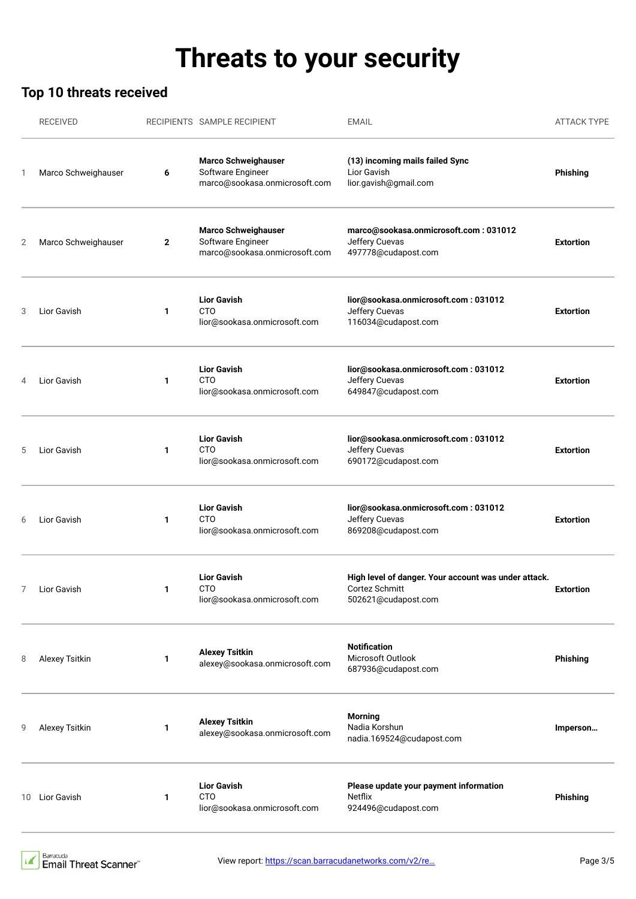# Threats to your security

## Top 10 threats received

| | RECEIVED | RECIPIENTS | SAMPLE RECIPIENT | EMAIL | ATTACK TYPE |
|---|---|---|---|---|---|
| 1 | Marco Schweighauser | **6** | **Marco Schweighauser** Software Engineer marco@sookasa.onmicrosoft.com | **(13) incoming mails failed Sync** Lior Gavish lior.gavish@gmail.com | **Phishing** |
| 2 | Marco Schweighauser | **2** | **Marco Schweighauser** Software Engineer marco@sookasa.onmicrosoft.com | **marco@sookasa.onmicrosoft.com : 031012** Jeffery Cuevas 497778@cudapost.com | **Extortion** |
| 3 | Lior Gavish | **1** | **Lior Gavish** CTO lior@sookasa.onmicrosoft.com | **lior@sookasa.onmicrosoft.com : 031012** Jeffery Cuevas 116034@cudapost.com | **Extortion** |
| 4 | Lior Gavish | **1** | **Lior Gavish** CTO lior@sookasa.onmicrosoft.com | **lior@sookasa.onmicrosoft.com : 031012** Jeffery Cuevas 649847@cudapost.com | **Extortion** |
| 5 | Lior Gavish | **1** | **Lior Gavish** CTO lior@sookasa.onmicrosoft.com | **lior@sookasa.onmicrosoft.com : 031012** Jeffery Cuevas 690172@cudapost.com | **Extortion** |
| 6 | Lior Gavish | **1** | **Lior Gavish** CTO lior@sookasa.onmicrosoft.com | **lior@sookasa.onmicrosoft.com : 031012** Jeffery Cuevas 869208@cudapost.com | **Extortion** |
| 7 | Lior Gavish | **1** | **Lior Gavish** CTO lior@sookasa.onmicrosoft.com | **High level of danger. Your account was under attack.** Cortez Schmitt 502621@cudapost.com | **Extortion** |
| 8 | Alexey Tsitkin | **1** | **Alexey Tsitkin** alexey@sookasa.onmicrosoft.com | **Notification** Microsoft Outlook 687936@cudapost.com | **Phishing** |
| 9 | Alexey Tsitkin | **1** | **Alexey Tsitkin** alexey@sookasa.onmicrosoft.com | **Morning** Nadia Korshun nadia.169524@cudapost.com | **Imperson…** |
| 10 | Lior Gavish | **1** | **Lior Gavish** CTO lior@sookasa.onmicrosoft.com | **Please update your payment information** Netflix 924496@cudapost.com | **Phishing** |

Barracuda Email Threat Scanner

View report: [https://scan.barracudanetworks.com/v2/re…](https://scan.barracudanetworks.com/v2/re…)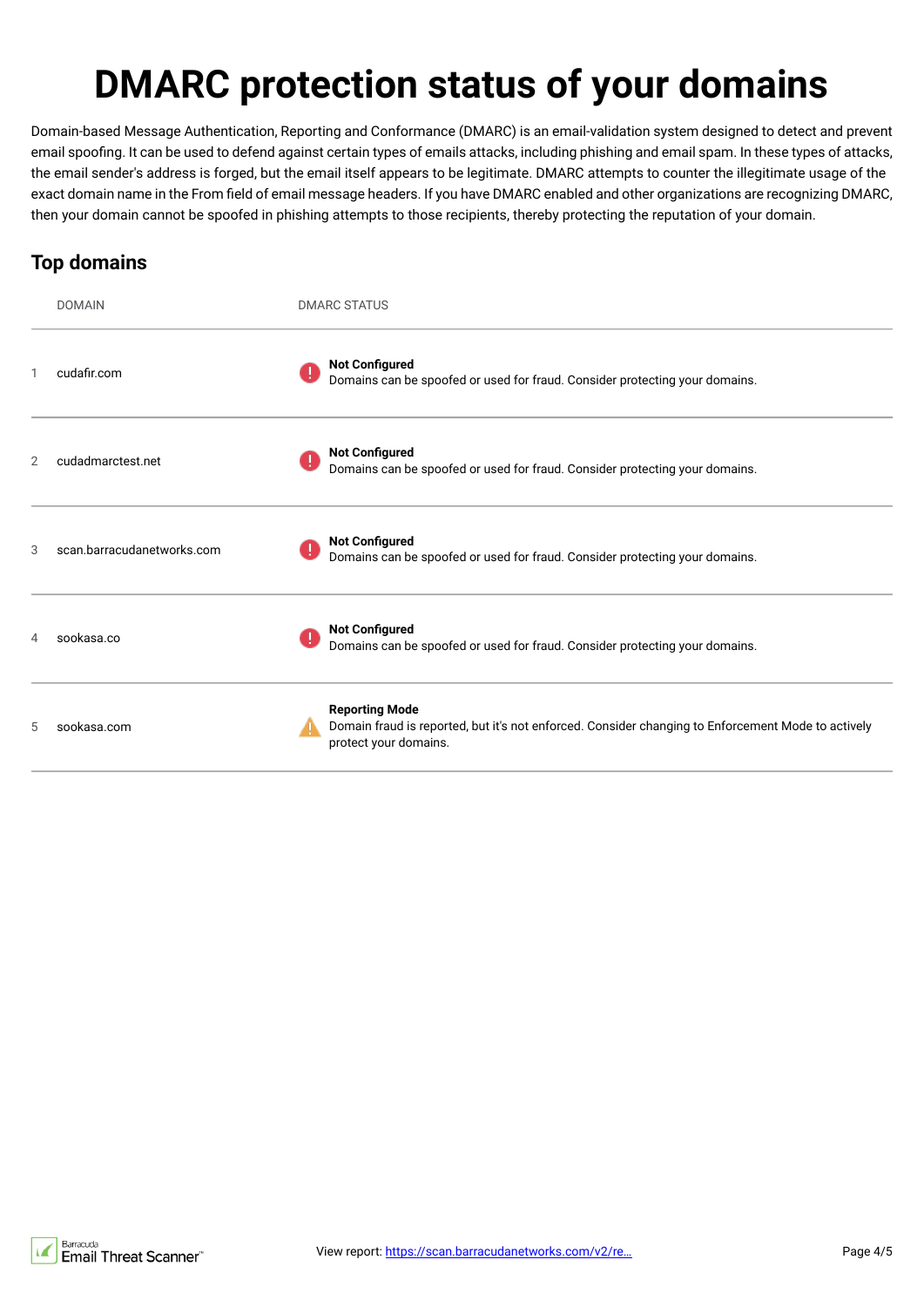# DMARC protection status of your domains

Domain-based Message Authentication, Reporting and Conformance (DMARC) is an email-validation system designed to detect and prevent email spoofing. It can be used to defend against certain types of emails attacks, including phishing and email spam. In these types of attacks, the email sender's address is forged, but the email itself appears to be legitimate. DMARC attempts to counter the illegitimate usage of the exact domain name in the From field of email message headers. If you have DMARC enabled and other organizations are recognizing DMARC, then your domain cannot be spoofed in phishing attempts to those recipients, thereby protecting the reputation of your domain.

## Top domains

| | DOMAIN | DMARC STATUS |
|---|---|---|
| 1 | cudafir.com | **Not Configured**<br>Domains can be spoofed or used for fraud. Consider protecting your domains. |
| 2 | cudadmarctest.net | **Not Configured**<br>Domains can be spoofed or used for fraud. Consider protecting your domains. |
| 3 | scan.barracudanetworks.com | **Not Configured**<br>Domains can be spoofed or used for fraud. Consider protecting your domains. |
| 4 | sookasa.co | **Not Configured**<br>Domains can be spoofed or used for fraud. Consider protecting your domains. |
| 5 | sookasa.com | **Reporting Mode**<br>Domain fraud is reported, but it's not enforced. Consider changing to Enforcement Mode to actively protect your domains. |

View report: https://scan.barracudanetworks.com/v2/re…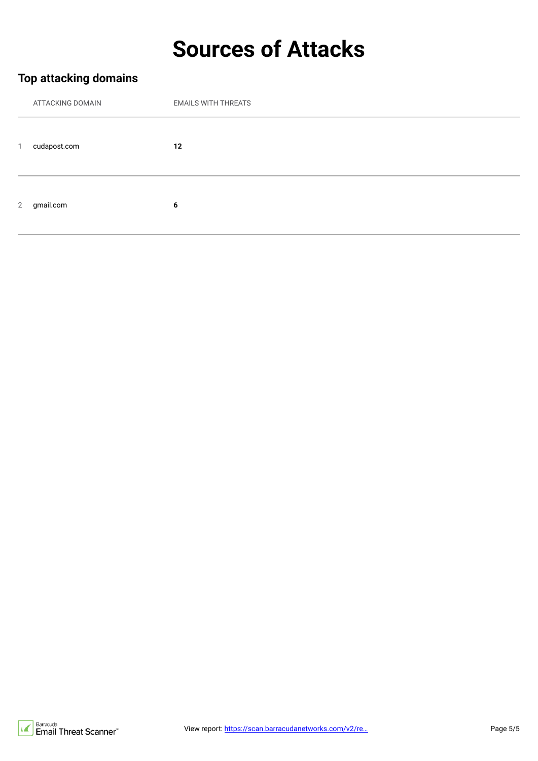# Sources of Attacks

## Top attacking domains

| | ATTACKING DOMAIN | EMAILS WITH THREATS |
|---|---|---|
| 1 | cudapost.com | **12** |
| 2 | gmail.com | **6** |